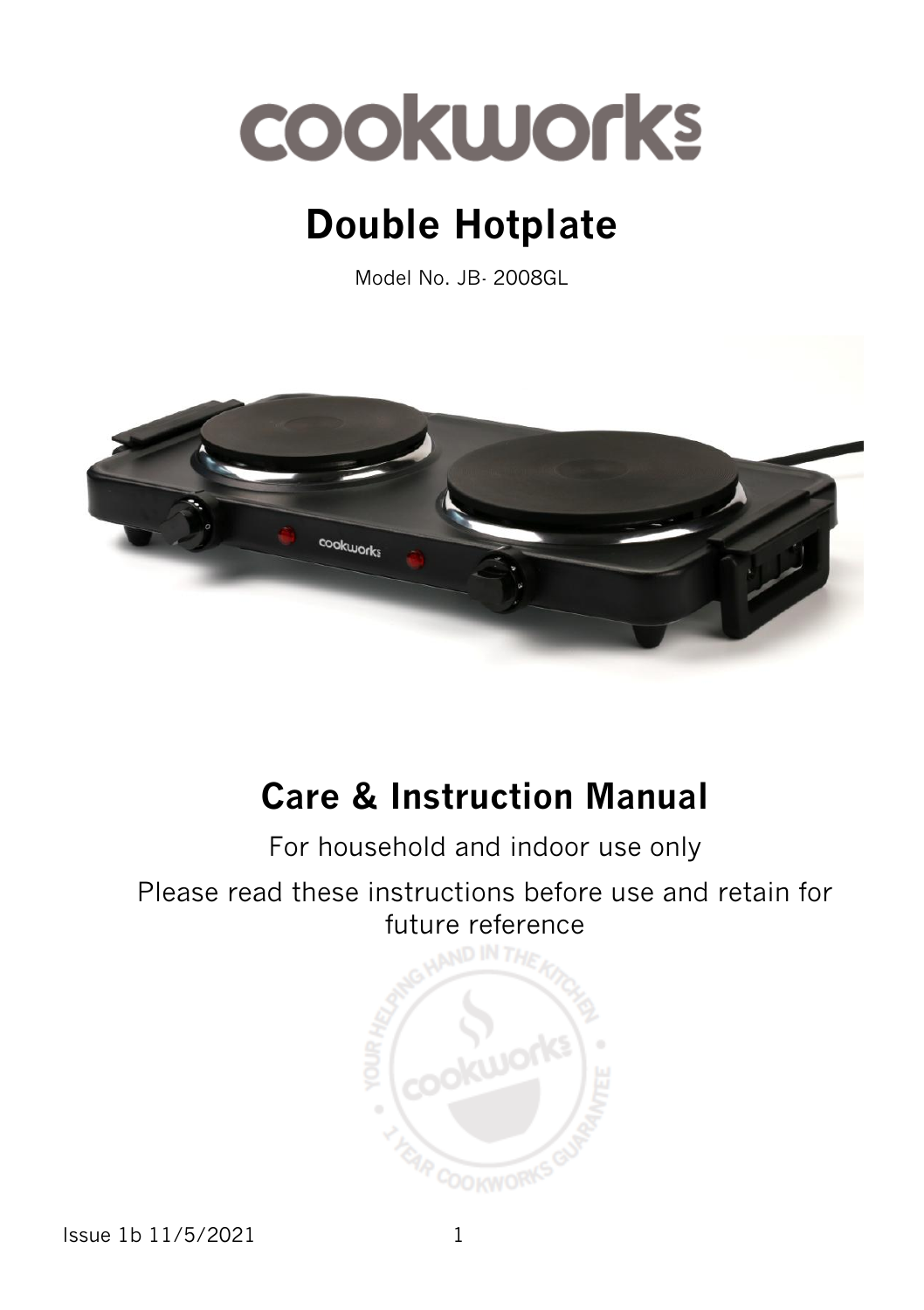# cookworks

## Double Hotplate

Model No. JB- 2008GL

## Care & Instruction Manual

For household and indoor use only

Please read these instructions before use and retain for future reference

Issue 1b 11/5/2021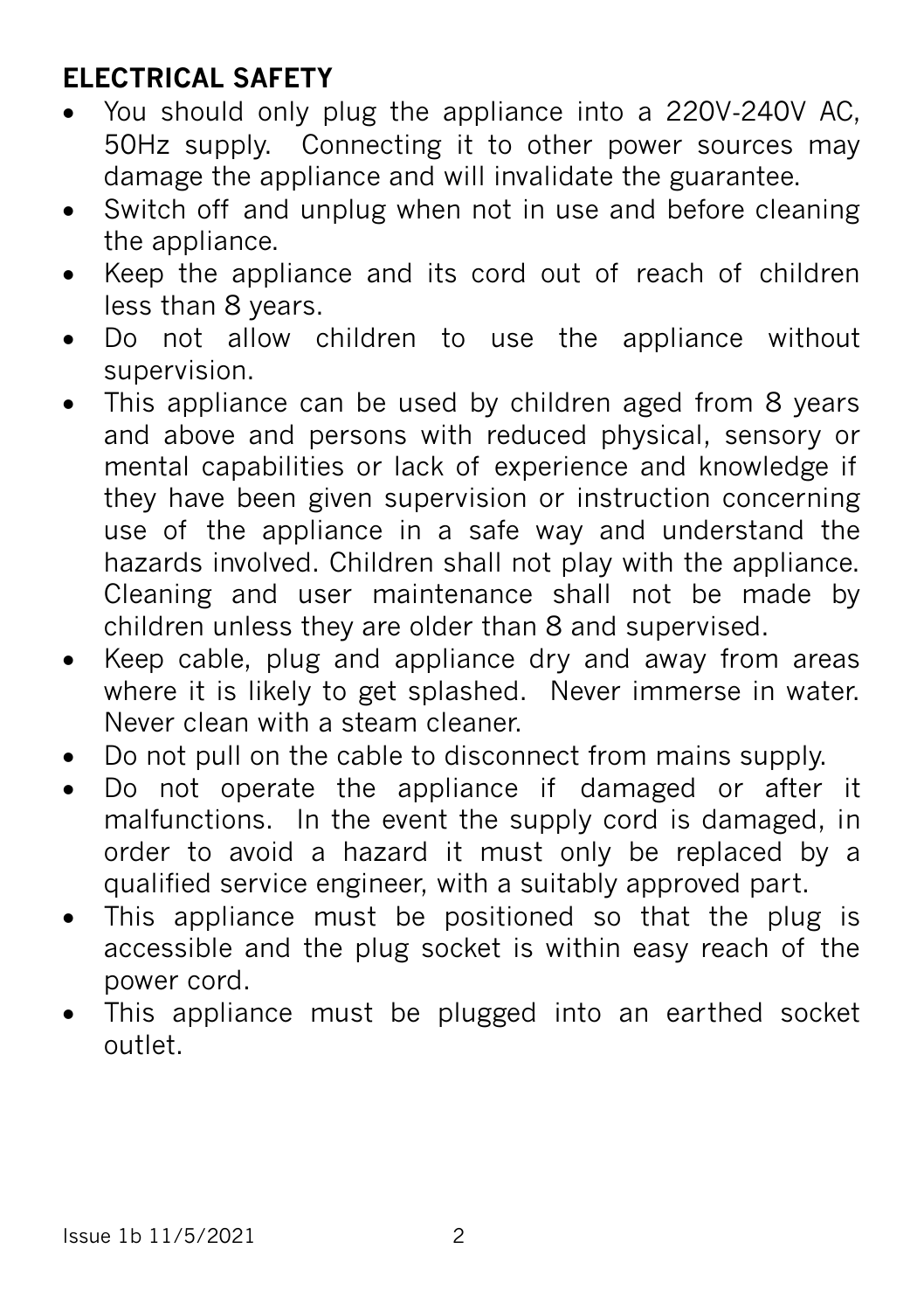## ELECTRICAL SAFETY

- You should only plug the appliance into a 220V-240V AC, 50Hz supply. Connecting it to other power sources may damage the appliance and will invalidate the guarantee.
- Switch off and unplug when not in use and before cleaning the appliance.
- Keep the appliance and its cord out of reach of children less than 8 years.
- Do not allow children to use the appliance without supervision.
- This appliance can be used by children aged from 8 years and above and persons with reduced physical, sensory or mental capabilities or lack of experience and knowledge if they have been given supervision or instruction concerning use of the appliance in a safe way and understand the hazards involved. Children shall not play with the appliance. Cleaning and user maintenance shall not be made by children unless they are older than 8 and supervised.
- Keep cable, plug and appliance dry and away from areas where it is likely to get splashed. Never immerse in water. Never clean with a steam cleaner.
- Do not pull on the cable to disconnect from mains supply.
- Do not operate the appliance if damaged or after it malfunctions. In the event the supply cord is damaged, in order to avoid a hazard it must only be replaced by a qualified service engineer, with a suitably approved part.
- This appliance must be positioned so that the plug is accessible and the plug socket is within easy reach of the power cord.
- This appliance must be plugged into an earthed socket outlet.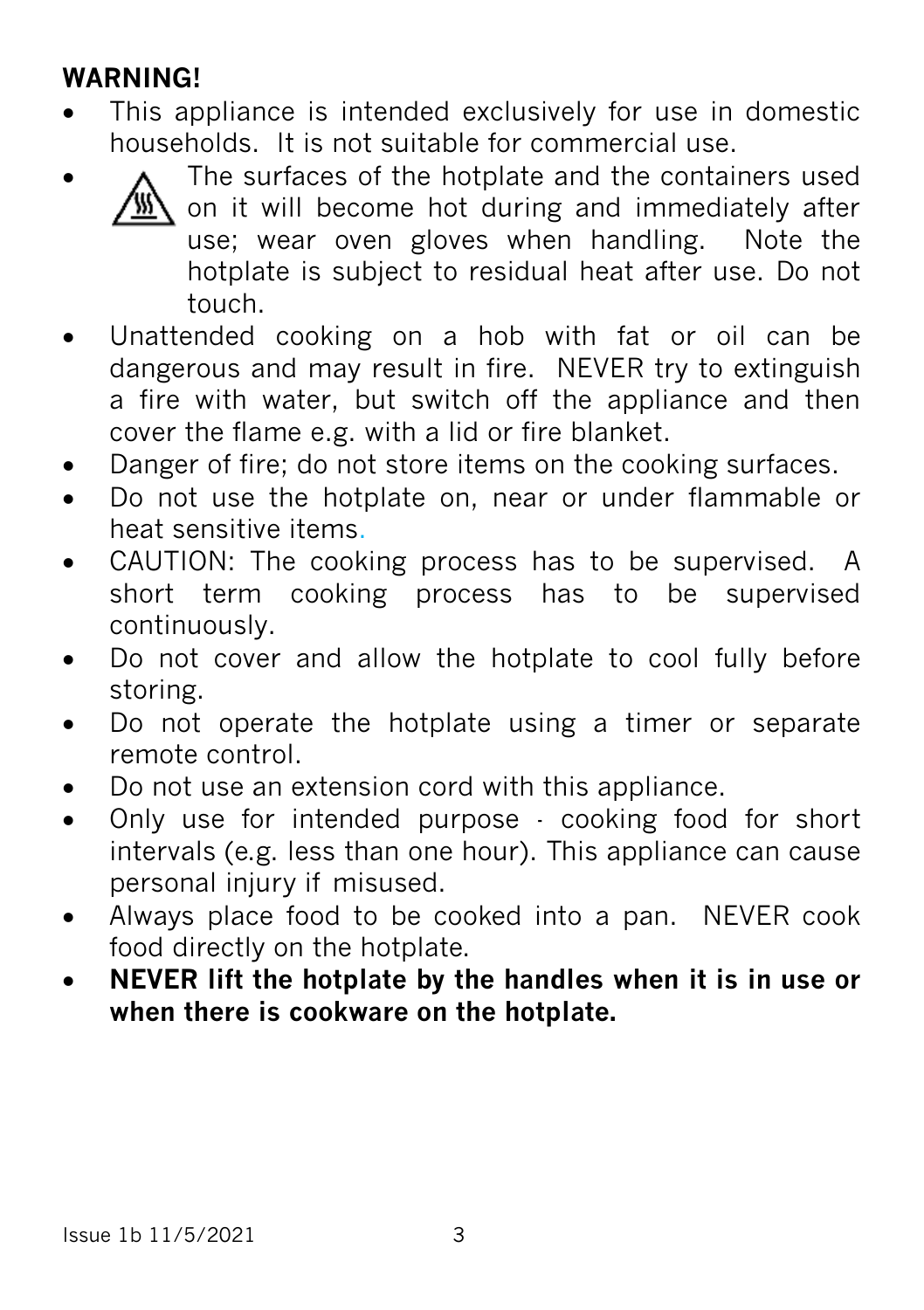**WARNING!**

- This appliance is intended exclusively for use in domestic households. It is not suitable for commercial use.
- The surfaces of the hotplate and the containers used on it will become hot during and immediately after use; wear oven gloves when handling. Note the hotplate is subject to residual heat after use. Do not touch.
- Unattended cooking on a hob with fat or oil can be dangerous and may result in fire. NEVER try to extinguish a fire with water, but switch off the appliance and then cover the flame e.g. with a lid or fire blanket.
- Danger of fire; do not store items on the cooking surfaces.
- Do not use the hotplate on, near or under flammable or heat sensitive items.
- CAUTION: The cooking process has to be supervised. A short term cooking process has to be supervised continuously.
- Do not cover and allow the hotplate to cool fully before storing.
- Do not operate the hotplate using a timer or separate remote control.
- Do not use an extension cord with this appliance.
- Only use for intended purpose - cooking food for short intervals (e.g. less than one hour). This appliance can cause personal injury if misused.
- Always place food to be cooked into a pan. NEVER cook food directly on the hotplate.
- **NEVER lift the hotplate by the handles when it is in use or when there is cookware on the hotplate.**

Issue 1b 11/5/2021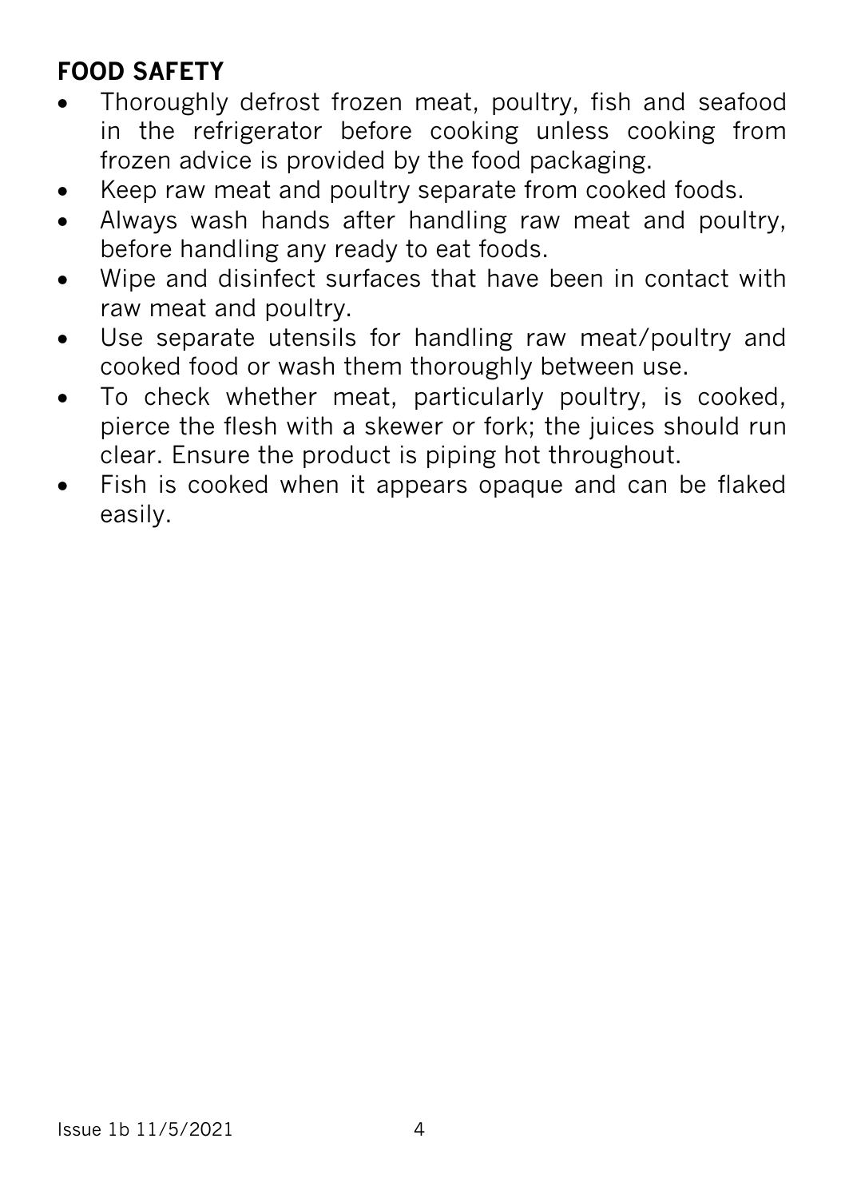## FOOD SAFETY

- Thoroughly defrost frozen meat, poultry, fish and seafood in the refrigerator before cooking unless cooking from frozen advice is provided by the food packaging.
- Keep raw meat and poultry separate from cooked foods.
- Always wash hands after handling raw meat and poultry, before handling any ready to eat foods.
- Wipe and disinfect surfaces that have been in contact with raw meat and poultry.
- Use separate utensils for handling raw meat/poultry and cooked food or wash them thoroughly between use.
- To check whether meat, particularly poultry, is cooked, pierce the flesh with a skewer or fork; the juices should run clear. Ensure the product is piping hot throughout.
- Fish is cooked when it appears opaque and can be flaked easily.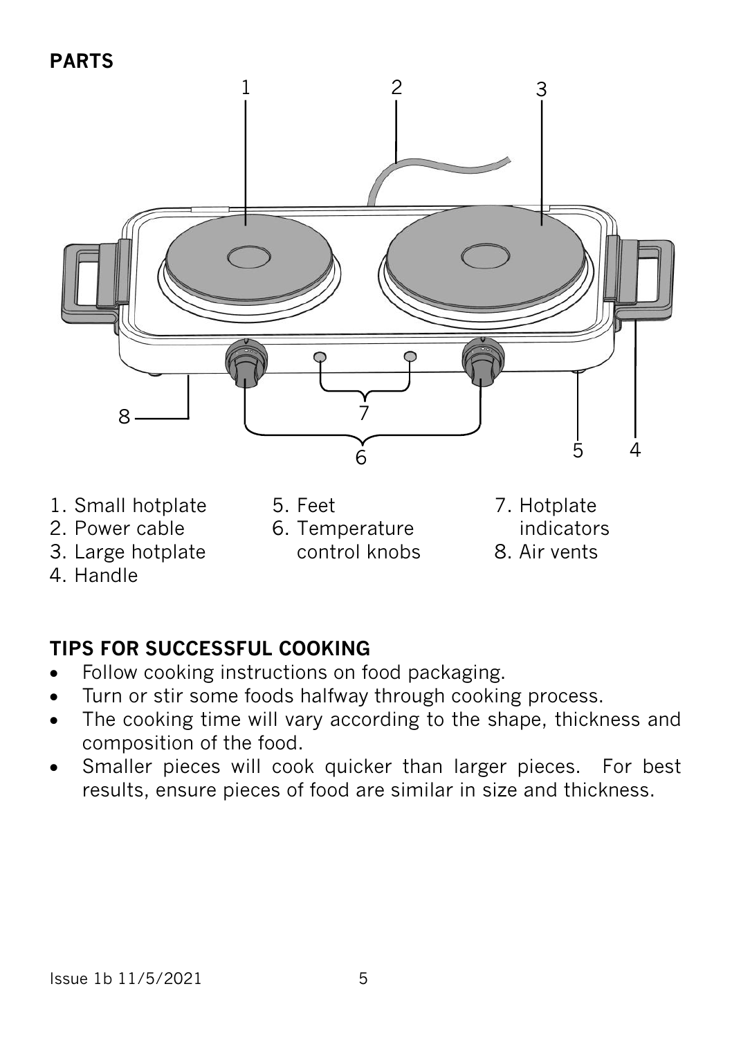## PARTS

1. Small hotplate
2. Power cable
3. Large hotplate
4. Handle
5. Feet
6. Temperature control knobs
7. Hotplate indicators
8. Air vents

## TIPS FOR SUCCESSFUL COOKING

- Follow cooking instructions on food packaging.
- Turn or stir some foods halfway through cooking process.
- The cooking time will vary according to the shape, thickness and composition of the food.
- Smaller pieces will cook quicker than larger pieces. For best results, ensure pieces of food are similar in size and thickness.

Issue 1b 11/5/2021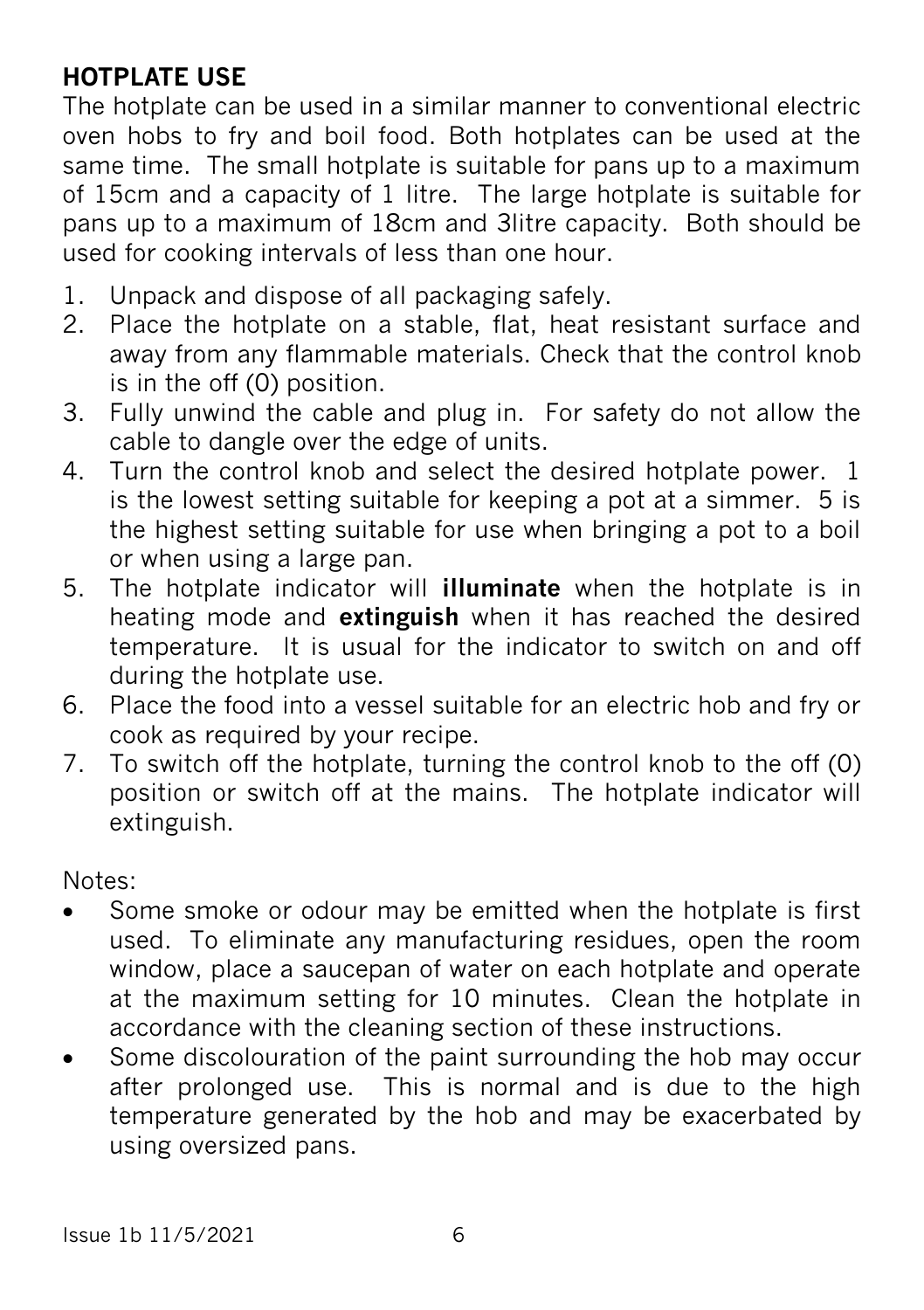## HOTPLATE USE

The hotplate can be used in a similar manner to conventional electric oven hobs to fry and boil food. Both hotplates can be used at the same time. The small hotplate is suitable for pans up to a maximum of 15cm and a capacity of 1 litre. The large hotplate is suitable for pans up to a maximum of 18cm and 3litre capacity. Both should be used for cooking intervals of less than one hour.

1. Unpack and dispose of all packaging safely.
2. Place the hotplate on a stable, flat, heat resistant surface and away from any flammable materials. Check that the control knob is in the off (0) position.
3. Fully unwind the cable and plug in. For safety do not allow the cable to dangle over the edge of units.
4. Turn the control knob and select the desired hotplate power. 1 is the lowest setting suitable for keeping a pot at a simmer. 5 is the highest setting suitable for use when bringing a pot to a boil or when using a large pan.
5. The hotplate indicator will **illuminate** when the hotplate is in heating mode and **extinguish** when it has reached the desired temperature. It is usual for the indicator to switch on and off during the hotplate use.
6. Place the food into a vessel suitable for an electric hob and fry or cook as required by your recipe.
7. To switch off the hotplate, turning the control knob to the off (0) position or switch off at the mains. The hotplate indicator will extinguish.

Notes:

- Some smoke or odour may be emitted when the hotplate is first used. To eliminate any manufacturing residues, open the room window, place a saucepan of water on each hotplate and operate at the maximum setting for 10 minutes. Clean the hotplate in accordance with the cleaning section of these instructions.
- Some discolouration of the paint surrounding the hob may occur after prolonged use. This is normal and is due to the high temperature generated by the hob and may be exacerbated by using oversized pans.

Issue 1b 11/5/2021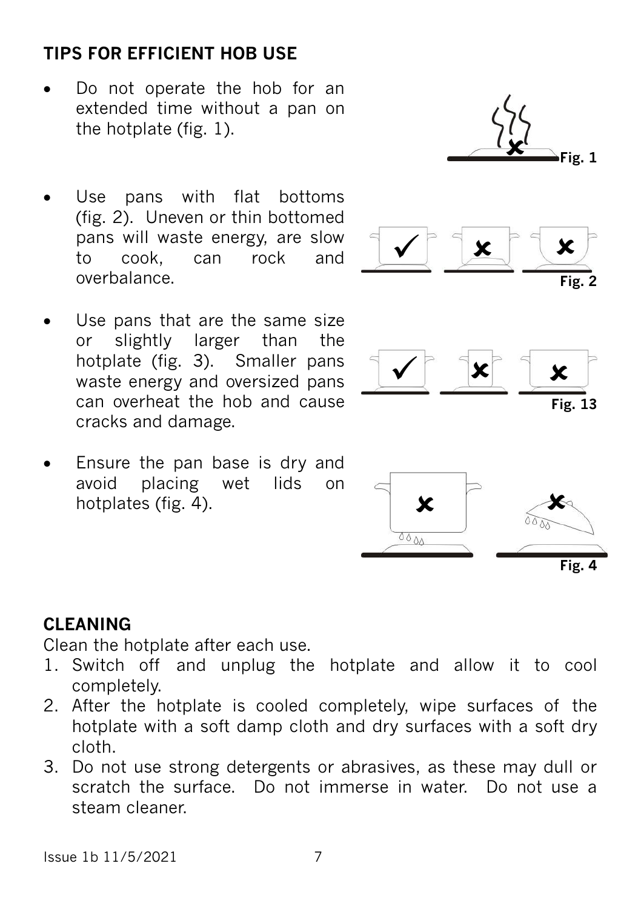## TIPS FOR EFFICIENT HOB USE

- Do not operate the hob for an extended time without a pan on the hotplate (fig. 1).
- Use pans with flat bottoms (fig. 2). Uneven or thin bottomed pans will waste energy, are slow to cook, can rock and overbalance.
- Use pans that are the same size or slightly larger than the hotplate (fig. 3). Smaller pans waste energy and oversized pans can overheat the hob and cause cracks and damage.
- Ensure the pan base is dry and avoid placing wet lids on hotplates (fig. 4).

Fig. 1

Fig. 2

Fig. 13

Fig. 4

## CLEANING

Clean the hotplate after each use.

1. Switch off and unplug the hotplate and allow it to cool completely.
2. After the hotplate is cooled completely, wipe surfaces of the hotplate with a soft damp cloth and dry surfaces with a soft dry cloth.
3. Do not use strong detergents or abrasives, as these may dull or scratch the surface. Do not immerse in water. Do not use a steam cleaner.

Issue 1b 11/5/2021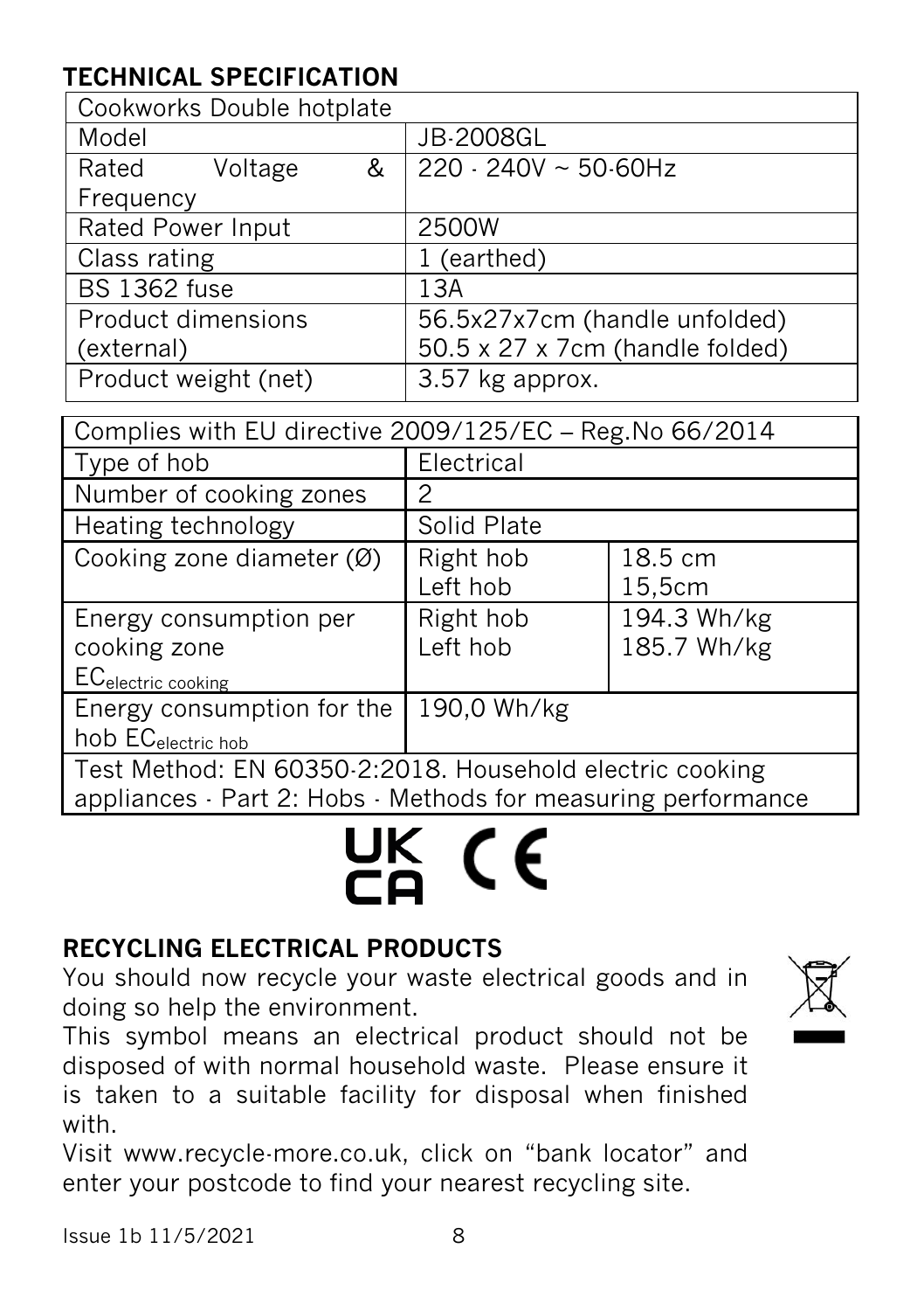## TECHNICAL SPECIFICATION

| Cookworks Double hotplate | |
|---|---|
| Model | JB-2008GL |
| Rated Voltage & Frequency | 220 - 240V ~ 50-60Hz |
| Rated Power Input | 2500W |
| Class rating | 1 (earthed) |
| BS 1362 fuse | 13A |
| Product dimensions (external) | 56.5x27x7cm (handle unfolded)<br>50.5 x 27 x 7cm (handle folded) |
| Product weight (net) | 3.57 kg approx. |

| Complies with EU directive 2009/125/EC – Reg.No 66/2014 | | |
|---|---|---|
| Type of hob | Electrical | |
| Number of cooking zones | 2 | |
| Heating technology | Solid Plate | |
| Cooking zone diameter (Ø) | Right hob<br>Left hob | 18.5 cm<br>15,5cm |
| Energy consumption per cooking zone $EC_{electric\ cooking}$ | Right hob<br>Left hob | 194.3 Wh/kg<br>185.7 Wh/kg |
| Energy consumption for the hob $EC_{electric\ hob}$ | 190,0 Wh/kg | |
| Test Method: EN 60350-2:2018. Household electric cooking appliances - Part 2: Hobs - Methods for measuring performance | | |

UK CA CE

## RECYCLING ELECTRICAL PRODUCTS

You should now recycle your waste electrical goods and in doing so help the environment.

This symbol means an electrical product should not be disposed of with normal household waste. Please ensure it is taken to a suitable facility for disposal when finished with.

Visit www.recycle-more.co.uk, click on "bank locator" and enter your postcode to find your nearest recycling site.

Issue 1b 11/5/2021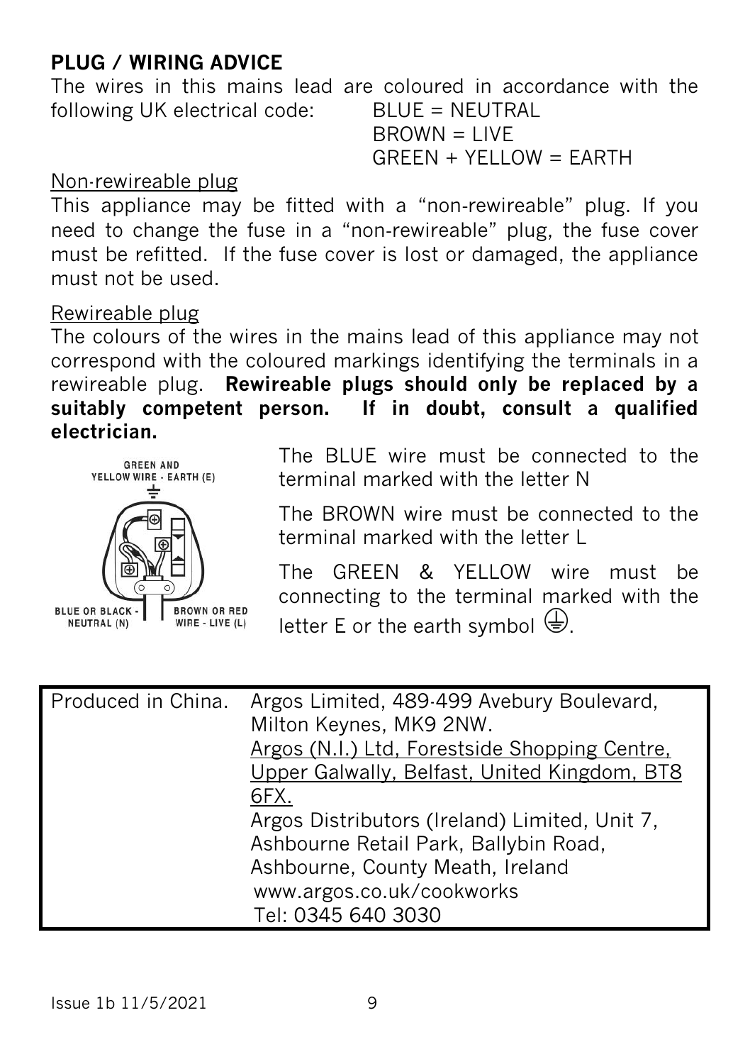**PLUG / WIRING ADVICE**

The wires in this mains lead are coloured in accordance with the following UK electrical code:

BLUE = NEUTRAL
BROWN = LIVE
GREEN + YELLOW = EARTH

Non-rewireable plug

This appliance may be fitted with a "non-rewireable" plug. If you need to change the fuse in a "non-rewireable" plug, the fuse cover must be refitted. If the fuse cover is lost or damaged, the appliance must not be used.

Rewireable plug

The colours of the wires in the mains lead of this appliance may not correspond with the coloured markings identifying the terminals in a rewireable plug. **Rewireable plugs should only be replaced by a suitably competent person. If in doubt, consult a qualified electrician.**

GREEN AND YELLOW WIRE - EARTH (E)

BLUE OR BLACK - NEUTRAL (N)

BROWN OR RED WIRE - LIVE (L)

The BLUE wire must be connected to the terminal marked with the letter N

The BROWN wire must be connected to the terminal marked with the letter L

The GREEN & YELLOW wire must be connecting to the terminal marked with the letter E or the earth symbol ⏚.

| Produced in China. | Argos Limited, 489-499 Avebury Boulevard, Milton Keynes, MK9 2NW. Argos (N.I.) Ltd, Forestside Shopping Centre, Upper Galwally, Belfast, United Kingdom, BT8 6FX. Argos Distributors (Ireland) Limited, Unit 7, Ashbourne Retail Park, Ballybin Road, Ashbourne, County Meath, Ireland www.argos.co.uk/cookworks Tel: 0345 640 3030 |
|---|---|

Issue 1b 11/5/2021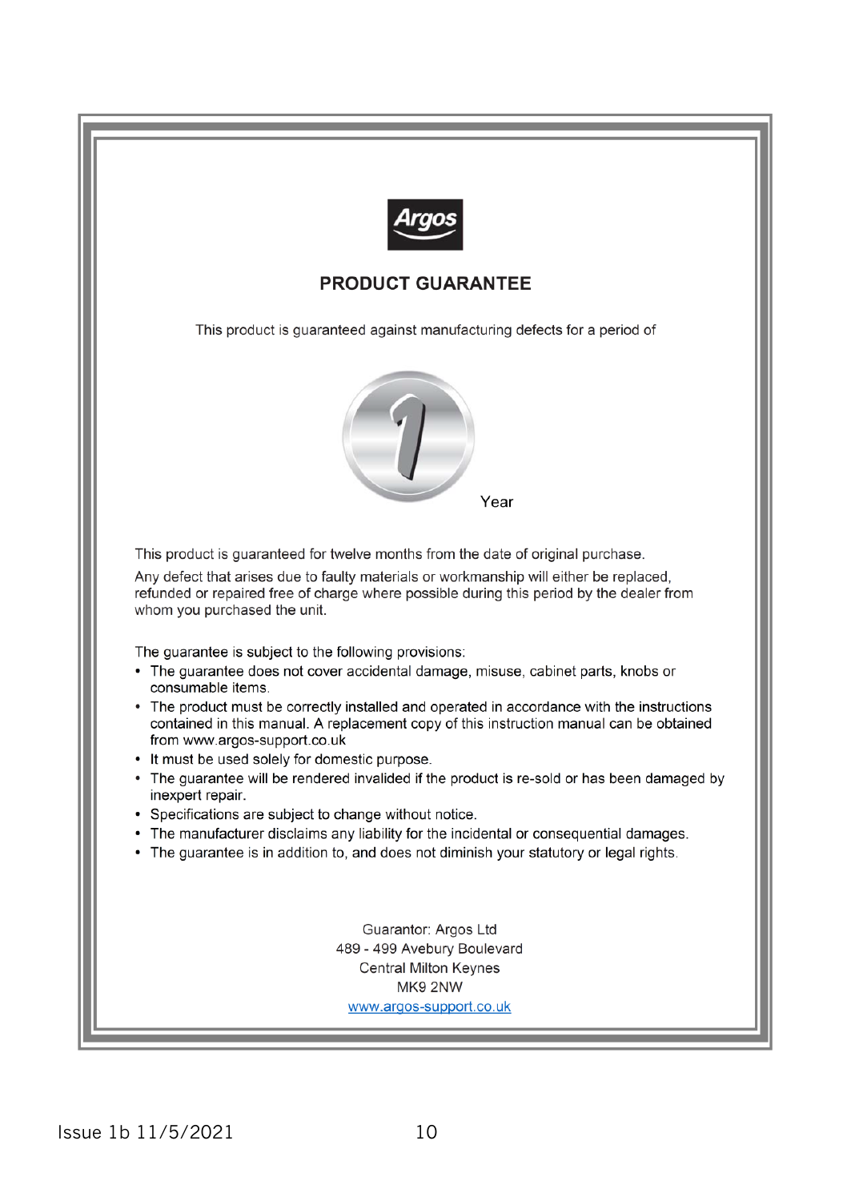Argos

## PRODUCT GUARANTEE

This product is guaranteed against manufacturing defects for a period of

1 Year

This product is guaranteed for twelve months from the date of original purchase.

Any defect that arises due to faulty materials or workmanship will either be replaced, refunded or repaired free of charge where possible during this period by the dealer from whom you purchased the unit.

The guarantee is subject to the following provisions:

- The guarantee does not cover accidental damage, misuse, cabinet parts, knobs or consumable items.
- The product must be correctly installed and operated in accordance with the instructions contained in this manual. A replacement copy of this instruction manual can be obtained from www.argos-support.co.uk
- It must be used solely for domestic purpose.
- The guarantee will be rendered invalided if the product is re-sold or has been damaged by inexpert repair.
- Specifications are subject to change without notice.
- The manufacturer disclaims any liability for the incidental or consequential damages.
- The guarantee is in addition to, and does not diminish your statutory or legal rights.

Guarantor: Argos Ltd
489 - 499 Avebury Boulevard
Central Milton Keynes
MK9 2NW
www.argos-support.co.uk

Issue 1b 11/5/2021